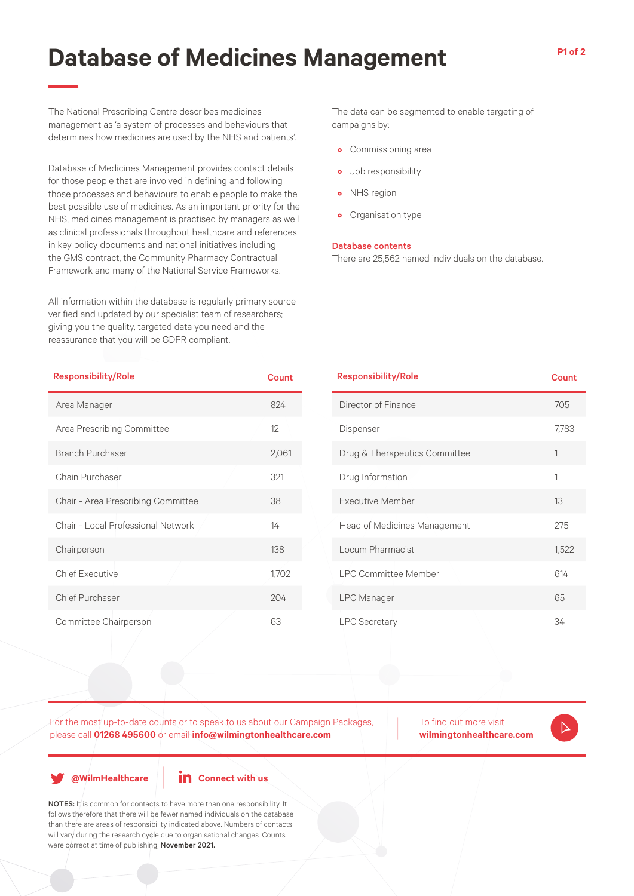# Database of Medicines Management

The National Prescribing Centre describes medicines management as 'a system of processes and behaviours that determines how medicines are used by the NHS and patients'.

Database of Medicines Management provides contact details for those people that are involved in defining and following those processes and behaviours to enable people to make the best possible use of medicines. As an important priority for the NHS, medicines management is practised by managers as well as clinical professionals throughout healthcare and references in key policy documents and national initiatives including the GMS contract, the Community Pharmacy Contractual Framework and many of the National Service Frameworks.

All information within the database is regularly primary source verified and updated by our specialist team of researchers; giving you the quality, targeted data you need and the reassurance that you will be GDPR compliant.

The data can be segmented to enable targeting of campaigns by:

- Commissioning area
- Job responsibility
- NHS region
- Organisation type

**Database contents**

There are 25,562 named individuals on the database.

| Responsibility/Role | Count |
|---|---|
| Area Manager | 824 |
| Area Prescribing Committee | 12 |
| Branch Purchaser | 2,061 |
| Chain Purchaser | 321 |
| Chair - Area Prescribing Committee | 38 |
| Chair - Local Professional Network | 14 |
| Chairperson | 138 |
| Chief Executive | 1,702 |
| Chief Purchaser | 204 |
| Committee Chairperson | 63 |
| Director of Finance | 705 |
| Dispenser | 7,783 |
| Drug & Therapeutics Committee | 1 |
| Drug Information | 1 |
| Executive Member | 13 |
| Head of Medicines Management | 275 |
| Locum Pharmacist | 1,522 |
| LPC Committee Member | 614 |
| LPC Manager | 65 |
| LPC Secretary | 34 |

For the most up-to-date counts or to speak to us about our Campaign Packages, please call **01268 495600** or email **info@wilmingtonhealthcare.com**

To find out more visit **wilmingtonhealthcare.com**

**@WilmHealthcare** | **Connect with us**

**NOTES:** It is common for contacts to have more than one responsibility. It follows therefore that there will be fewer named individuals on the database than there are areas of responsibility indicated above. Numbers of contacts will vary during the research cycle due to organisational changes. Counts were correct at time of publishing; **November 2021.**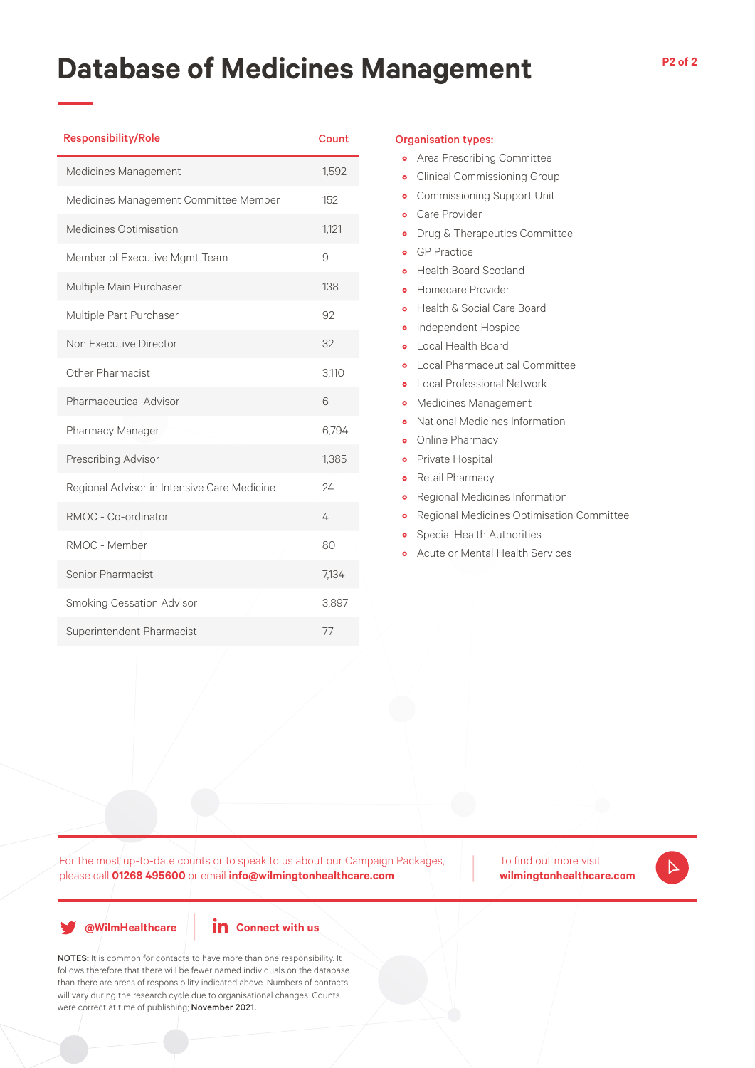# Database of Medicines Management

| Responsibility/Role | Count |
|---|---|
| Medicines Management | 1,592 |
| Medicines Management Committee Member | 152 |
| Medicines Optimisation | 1,121 |
| Member of Executive Mgmt Team | 9 |
| Multiple Main Purchaser | 138 |
| Multiple Part Purchaser | 92 |
| Non Executive Director | 32 |
| Other Pharmacist | 3,110 |
| Pharmaceutical Advisor | 6 |
| Pharmacy Manager | 6,794 |
| Prescribing Advisor | 1,385 |
| Regional Advisor in Intensive Care Medicine | 24 |
| RMOC - Co-ordinator | 4 |
| RMOC - Member | 80 |
| Senior Pharmacist | 7,134 |
| Smoking Cessation Advisor | 3,897 |
| Superintendent Pharmacist | 77 |

**Organisation types:**

- Area Prescribing Committee
- Clinical Commissioning Group
- Commissioning Support Unit
- Care Provider
- Drug & Therapeutics Committee
- GP Practice
- Health Board Scotland
- Homecare Provider
- Health & Social Care Board
- Independent Hospice
- Local Health Board
- Local Pharmaceutical Committee
- Local Professional Network
- Medicines Management
- National Medicines Information
- Online Pharmacy
- Private Hospital
- Retail Pharmacy
- Regional Medicines Information
- Regional Medicines Optimisation Committee
- Special Health Authorities
- Acute or Mental Health Services

For the most up-to-date counts or to speak to us about our Campaign Packages, please call **01268 495600** or email **info@wilmingtonhealthcare.com**

To find out more visit **wilmingtonhealthcare.com**

**@WilmHealthcare**

**Connect with us**

**NOTES:** It is common for contacts to have more than one responsibility. It follows therefore that there will be fewer named individuals on the database than there are areas of responsibility indicated above. Numbers of contacts will vary during the research cycle due to organisational changes. Counts were correct at time of publishing; **November 2021.**